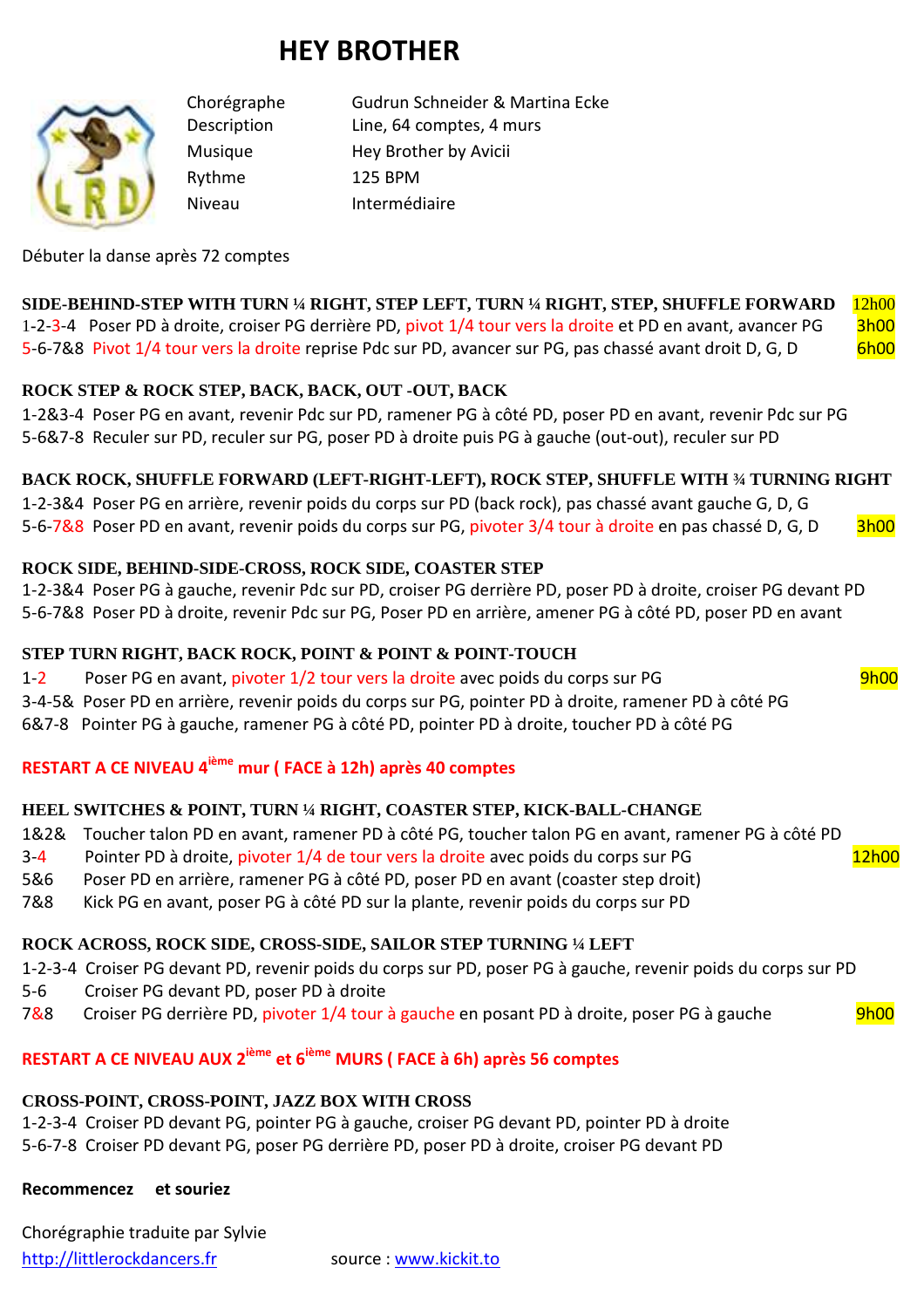# HEY BROTHER

| | |
|---|---|
| Chorégraphe | Gudrun Schneider & Martina Ecke |
| Description | Line, 64 comptes, 4 murs |
| Musique | Hey Brother by Avicii |
| Rythme | 125 BPM |
| Niveau | Intermédiaire |

Débuter la danse après 72 comptes

**SIDE-BEHIND-STEP WITH TURN ¼ RIGHT, STEP LEFT, TURN ¼ RIGHT, STEP, SHUFFLE FORWARD** 12h00

1-2-3-4 Poser PD à droite, croiser PG derrière PD, pivot 1/4 tour vers la droite et PD en avant, avancer PG 3h00

5-6-7&8 Pivot 1/4 tour vers la droite reprise Pdc sur PD, avancer sur PG, pas chassé avant droit D, G, D 6h00

**ROCK STEP & ROCK STEP, BACK, BACK, OUT -OUT, BACK**

1-2&3-4 Poser PG en avant, revenir Pdc sur PD, ramener PG à côté PD, poser PD en avant, revenir Pdc sur PG

5-6&7-8 Reculer sur PD, reculer sur PG, poser PD à droite puis PG à gauche (out-out), reculer sur PD

**BACK ROCK, SHUFFLE FORWARD (LEFT-RIGHT-LEFT), ROCK STEP, SHUFFLE WITH ¾ TURNING RIGHT**

1-2-3&4 Poser PG en arrière, revenir poids du corps sur PD (back rock), pas chassé avant gauche G, D, G

5-6-7&8 Poser PD en avant, revenir poids du corps sur PG, pivoter 3/4 tour à droite en pas chassé D, G, D 3h00

**ROCK SIDE, BEHIND-SIDE-CROSS, ROCK SIDE, COASTER STEP**

1-2-3&4 Poser PG à gauche, revenir Pdc sur PD, croiser PG derrière PD, poser PD à droite, croiser PG devant PD

5-6-7&8 Poser PD à droite, revenir Pdc sur PG, Poser PD en arrière, amener PG à côté PD, poser PD en avant

**STEP TURN RIGHT, BACK ROCK, POINT & POINT & POINT-TOUCH**

1-2 Poser PG en avant, pivoter 1/2 tour vers la droite avec poids du corps sur PG 9h00

3-4-5& Poser PD en arrière, revenir poids du corps sur PG, pointer PD à droite, ramener PD à côté PG

6&7-8 Pointer PG à gauche, ramener PG à côté PD, pointer PD à droite, toucher PD à côté PG

**RESTART A CE NIVEAU 4ième mur ( FACE à 12h) après 40 comptes**

**HEEL SWITCHES & POINT, TURN ¼ RIGHT, COASTER STEP, KICK-BALL-CHANGE**

1&2& Toucher talon PD en avant, ramener PD à côté PG, toucher talon PG en avant, ramener PG à côté PD

3-4 Pointer PD à droite, pivoter 1/4 de tour vers la droite avec poids du corps sur PG 12h00

5&6 Poser PD en arrière, ramener PG à côté PD, poser PD en avant (coaster step droit)

7&8 Kick PG en avant, poser PG à côté PD sur la plante, revenir poids du corps sur PD

**ROCK ACROSS, ROCK SIDE, CROSS-SIDE, SAILOR STEP TURNING ¼ LEFT**

1-2-3-4 Croiser PG devant PD, revenir poids du corps sur PD, poser PG à gauche, revenir poids du corps sur PD

5-6 Croiser PG devant PD, poser PD à droite

7&8 Croiser PG derrière PD, pivoter 1/4 tour à gauche en posant PD à droite, poser PG à gauche 9h00

**RESTART A CE NIVEAU AUX 2ième et 6ième MURS ( FACE à 6h) après 56 comptes**

**CROSS-POINT, CROSS-POINT, JAZZ BOX WITH CROSS**

1-2-3-4 Croiser PD devant PG, pointer PG à gauche, croiser PG devant PD, pointer PD à droite

5-6-7-8 Croiser PD devant PG, poser PG derrière PD, poser PD à droite, croiser PG devant PD

**Recommencez et souriez**

Chorégraphie traduite par Sylvie

http://littlerockdancers.fr source : www.kickit.to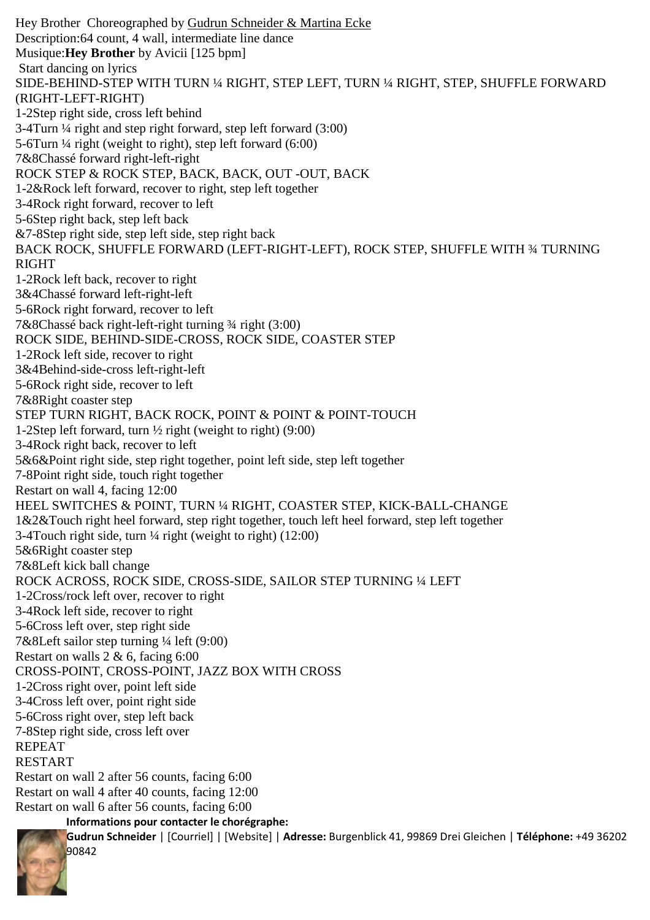Hey Brother Choreographed by Gudrun Schneider & Martina Ecke

Description:64 count, 4 wall, intermediate line dance

Musique:**Hey Brother** by Avicii [125 bpm]

Start dancing on lyrics

SIDE-BEHIND-STEP WITH TURN ¼ RIGHT, STEP LEFT, TURN ¼ RIGHT, STEP, SHUFFLE FORWARD (RIGHT-LEFT-RIGHT)

1-2Step right side, cross left behind

3-4Turn ¼ right and step right forward, step left forward (3:00)

5-6Turn ¼ right (weight to right), step left forward (6:00)

7&8Chassé forward right-left-right

ROCK STEP & ROCK STEP, BACK, BACK, OUT -OUT, BACK

1-2&Rock left forward, recover to right, step left together

3-4Rock right forward, recover to left

5-6Step right back, step left back

&7-8Step right side, step left side, step right back

BACK ROCK, SHUFFLE FORWARD (LEFT-RIGHT-LEFT), ROCK STEP, SHUFFLE WITH ¾ TURNING RIGHT

1-2Rock left back, recover to right

3&4Chassé forward left-right-left

5-6Rock right forward, recover to left

7&8Chassé back right-left-right turning ¾ right (3:00)

ROCK SIDE, BEHIND-SIDE-CROSS, ROCK SIDE, COASTER STEP

1-2Rock left side, recover to right

3&4Behind-side-cross left-right-left

5-6Rock right side, recover to left

7&8Right coaster step

STEP TURN RIGHT, BACK ROCK, POINT & POINT & POINT-TOUCH

1-2Step left forward, turn ½ right (weight to right) (9:00)

3-4Rock right back, recover to left

5&6&Point right side, step right together, point left side, step left together

7-8Point right side, touch right together

Restart on wall 4, facing 12:00

HEEL SWITCHES & POINT, TURN ¼ RIGHT, COASTER STEP, KICK-BALL-CHANGE

1&2&Touch right heel forward, step right together, touch left heel forward, step left together

3-4Touch right side, turn ¼ right (weight to right) (12:00)

5&6Right coaster step

7&8Left kick ball change

ROCK ACROSS, ROCK SIDE, CROSS-SIDE, SAILOR STEP TURNING ¼ LEFT

1-2Cross/rock left over, recover to right

3-4Rock left side, recover to right

5-6Cross left over, step right side

7&8Left sailor step turning ¼ left (9:00)

Restart on walls 2 & 6, facing 6:00

CROSS-POINT, CROSS-POINT, JAZZ BOX WITH CROSS

1-2Cross right over, point left side

3-4Cross left over, point right side

5-6Cross right over, step left back

7-8Step right side, cross left over

REPEAT

RESTART

Restart on wall 2 after 56 counts, facing 6:00

Restart on wall 4 after 40 counts, facing 12:00

Restart on wall 6 after 56 counts, facing 6:00

**Informations pour contacter le chorégraphe:**

**Gudrun Schneider** | [Courriel] | [Website] | **Adresse:** Burgenblick 41, 99869 Drei Gleichen | **Téléphone:** +49 36202 90842